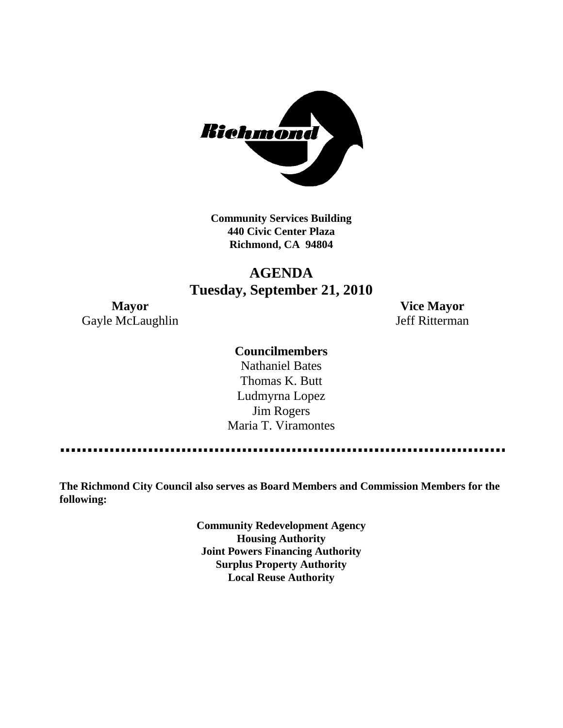**Community Services Building**
**440 Civic Center Plaza**
**Richmond, CA 94804**

# AGENDA
## Tuesday, September 21, 2010

**Mayor**
Gayle McLaughlin

**Vice Mayor**
Jeff Ritterman

**Councilmembers**
Nathaniel Bates
Thomas K. Butt
Ludmyrna Lopez
Jim Rogers
Maria T. Viramontes

---

**The Richmond City Council also serves as Board Members and Commission Members for the following:**

**Community Redevelopment Agency**
**Housing Authority**
**Joint Powers Financing Authority**
**Surplus Property Authority**
**Local Reuse Authority**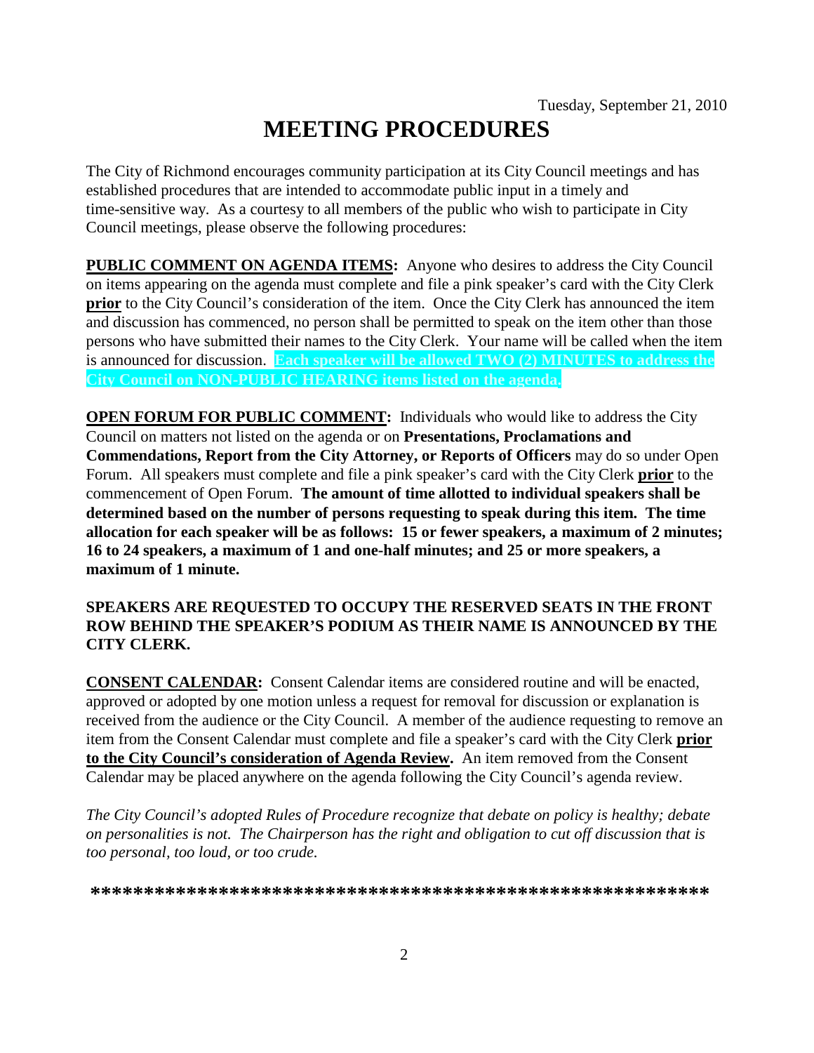Tuesday, September 21, 2010

# MEETING PROCEDURES

The City of Richmond encourages community participation at its City Council meetings and has established procedures that are intended to accommodate public input in a timely and time-sensitive way. As a courtesy to all members of the public who wish to participate in City Council meetings, please observe the following procedures:

**PUBLIC COMMENT ON AGENDA ITEMS:** Anyone who desires to address the City Council on items appearing on the agenda must complete and file a pink speaker's card with the City Clerk **prior** to the City Council's consideration of the item. Once the City Clerk has announced the item and discussion has commenced, no person shall be permitted to speak on the item other than those persons who have submitted their names to the City Clerk. Your name will be called when the item is announced for discussion. **Each speaker will be allowed TWO (2) MINUTES to address the City Council on NON-PUBLIC HEARING items listed on the agenda.**

**OPEN FORUM FOR PUBLIC COMMENT:** Individuals who would like to address the City Council on matters not listed on the agenda or on **Presentations, Proclamations and Commendations, Report from the City Attorney, or Reports of Officers** may do so under Open Forum. All speakers must complete and file a pink speaker's card with the City Clerk **prior** to the commencement of Open Forum. **The amount of time allotted to individual speakers shall be determined based on the number of persons requesting to speak during this item. The time allocation for each speaker will be as follows: 15 or fewer speakers, a maximum of 2 minutes; 16 to 24 speakers, a maximum of 1 and one-half minutes; and 25 or more speakers, a maximum of 1 minute.**

**SPEAKERS ARE REQUESTED TO OCCUPY THE RESERVED SEATS IN THE FRONT ROW BEHIND THE SPEAKER'S PODIUM AS THEIR NAME IS ANNOUNCED BY THE CITY CLERK.**

**CONSENT CALENDAR:** Consent Calendar items are considered routine and will be enacted, approved or adopted by one motion unless a request for removal for discussion or explanation is received from the audience or the City Council. A member of the audience requesting to remove an item from the Consent Calendar must complete and file a speaker's card with the City Clerk **prior to the City Council's consideration of Agenda Review.** An item removed from the Consent Calendar may be placed anywhere on the agenda following the City Council's agenda review.

*The City Council's adopted Rules of Procedure recognize that debate on policy is healthy; debate on personalities is not. The Chairperson has the right and obligation to cut off discussion that is too personal, too loud, or too crude.*

***********************************************************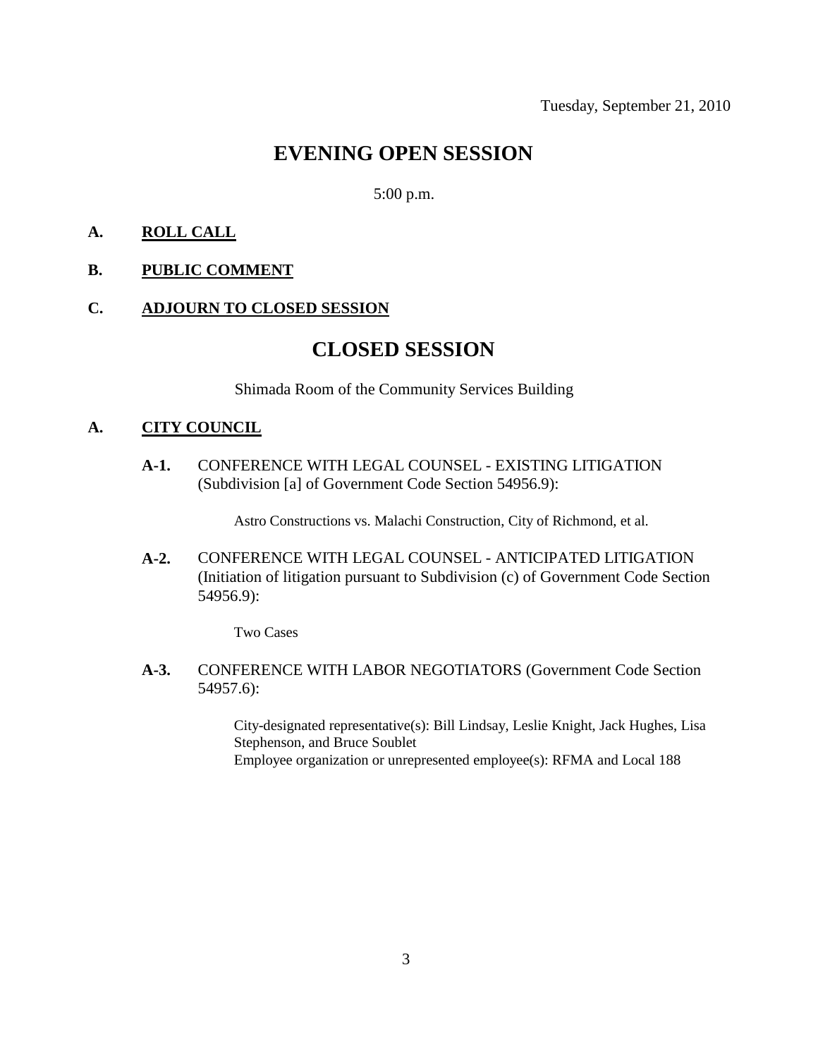Tuesday, September 21, 2010

# EVENING OPEN SESSION

5:00 p.m.

**A. ROLL CALL**

**B. PUBLIC COMMENT**

**C. ADJOURN TO CLOSED SESSION**

# CLOSED SESSION

Shimada Room of the Community Services Building

**A. CITY COUNCIL**

**A-1.** CONFERENCE WITH LEGAL COUNSEL - EXISTING LITIGATION (Subdivision [a] of Government Code Section 54956.9):

Astro Constructions vs. Malachi Construction, City of Richmond, et al.

**A-2.** CONFERENCE WITH LEGAL COUNSEL - ANTICIPATED LITIGATION (Initiation of litigation pursuant to Subdivision (c) of Government Code Section 54956.9):

Two Cases

**A-3.** CONFERENCE WITH LABOR NEGOTIATORS (Government Code Section 54957.6):

City-designated representative(s): Bill Lindsay, Leslie Knight, Jack Hughes, Lisa Stephenson, and Bruce Soublet
Employee organization or unrepresented employee(s): RFMA and Local 188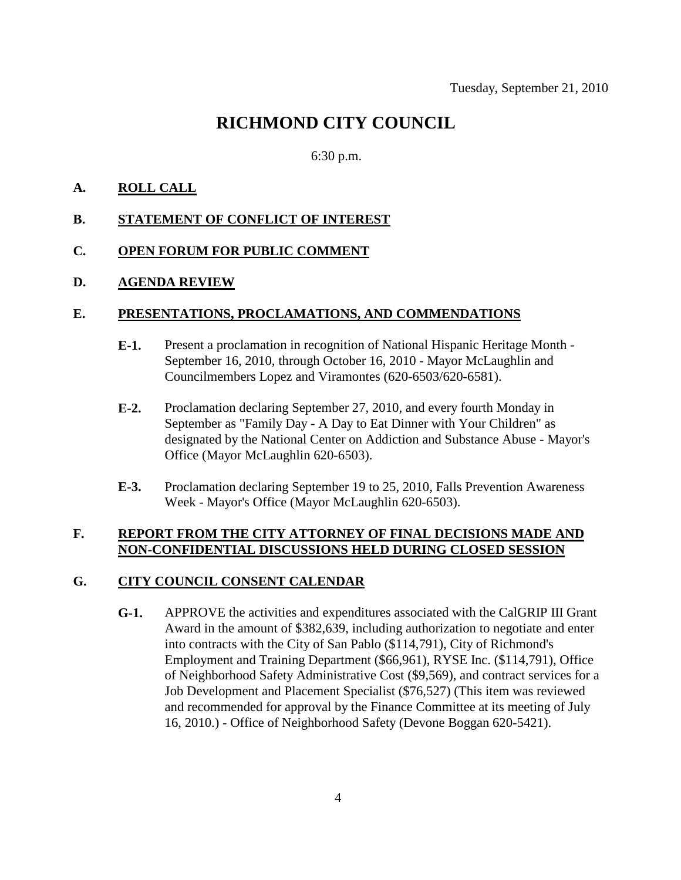Tuesday, September 21, 2010

# RICHMOND CITY COUNCIL

6:30 p.m.

**A. ROLL CALL**

**B. STATEMENT OF CONFLICT OF INTEREST**

**C. OPEN FORUM FOR PUBLIC COMMENT**

**D. AGENDA REVIEW**

**E. PRESENTATIONS, PROCLAMATIONS, AND COMMENDATIONS**

**E-1.** Present a proclamation in recognition of National Hispanic Heritage Month - September 16, 2010, through October 16, 2010 - Mayor McLaughlin and Councilmembers Lopez and Viramontes (620-6503/620-6581).

**E-2.** Proclamation declaring September 27, 2010, and every fourth Monday in September as "Family Day - A Day to Eat Dinner with Your Children" as designated by the National Center on Addiction and Substance Abuse - Mayor's Office (Mayor McLaughlin 620-6503).

**E-3.** Proclamation declaring September 19 to 25, 2010, Falls Prevention Awareness Week - Mayor's Office (Mayor McLaughlin 620-6503).

**F. REPORT FROM THE CITY ATTORNEY OF FINAL DECISIONS MADE AND NON-CONFIDENTIAL DISCUSSIONS HELD DURING CLOSED SESSION**

**G. CITY COUNCIL CONSENT CALENDAR**

**G-1.** APPROVE the activities and expenditures associated with the CalGRIP III Grant Award in the amount of $382,639, including authorization to negotiate and enter into contracts with the City of San Pablo ($114,791), City of Richmond's Employment and Training Department ($66,961), RYSE Inc. ($114,791), Office of Neighborhood Safety Administrative Cost ($9,569), and contract services for a Job Development and Placement Specialist ($76,527) (This item was reviewed and recommended for approval by the Finance Committee at its meeting of July 16, 2010.) - Office of Neighborhood Safety (Devone Boggan 620-5421).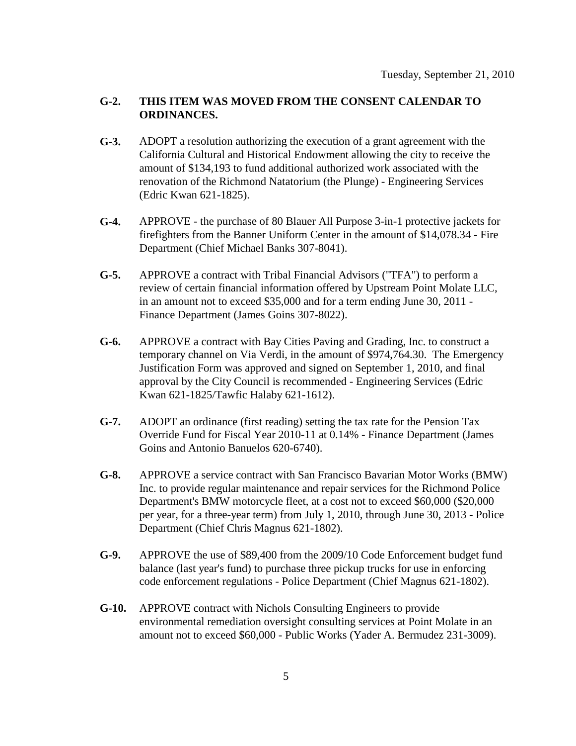Tuesday, September 21, 2010

**G-2.** **THIS ITEM WAS MOVED FROM THE CONSENT CALENDAR TO ORDINANCES.**

**G-3.** ADOPT a resolution authorizing the execution of a grant agreement with the California Cultural and Historical Endowment allowing the city to receive the amount of $134,193 to fund additional authorized work associated with the renovation of the Richmond Natatorium (the Plunge) - Engineering Services (Edric Kwan 621-1825).

**G-4.** APPROVE - the purchase of 80 Blauer All Purpose 3-in-1 protective jackets for firefighters from the Banner Uniform Center in the amount of $14,078.34 - Fire Department (Chief Michael Banks 307-8041).

**G-5.** APPROVE a contract with Tribal Financial Advisors ("TFA") to perform a review of certain financial information offered by Upstream Point Molate LLC, in an amount not to exceed $35,000 and for a term ending June 30, 2011 - Finance Department (James Goins 307-8022).

**G-6.** APPROVE a contract with Bay Cities Paving and Grading, Inc. to construct a temporary channel on Via Verdi, in the amount of $974,764.30. The Emergency Justification Form was approved and signed on September 1, 2010, and final approval by the City Council is recommended - Engineering Services (Edric Kwan 621-1825/Tawfic Halaby 621-1612).

**G-7.** ADOPT an ordinance (first reading) setting the tax rate for the Pension Tax Override Fund for Fiscal Year 2010-11 at 0.14% - Finance Department (James Goins and Antonio Banuelos 620-6740).

**G-8.** APPROVE a service contract with San Francisco Bavarian Motor Works (BMW) Inc. to provide regular maintenance and repair services for the Richmond Police Department's BMW motorcycle fleet, at a cost not to exceed $60,000 ($20,000 per year, for a three-year term) from July 1, 2010, through June 30, 2013 - Police Department (Chief Chris Magnus 621-1802).

**G-9.** APPROVE the use of $89,400 from the 2009/10 Code Enforcement budget fund balance (last year's fund) to purchase three pickup trucks for use in enforcing code enforcement regulations - Police Department (Chief Magnus 621-1802).

**G-10.** APPROVE contract with Nichols Consulting Engineers to provide environmental remediation oversight consulting services at Point Molate in an amount not to exceed $60,000 - Public Works (Yader A. Bermudez 231-3009).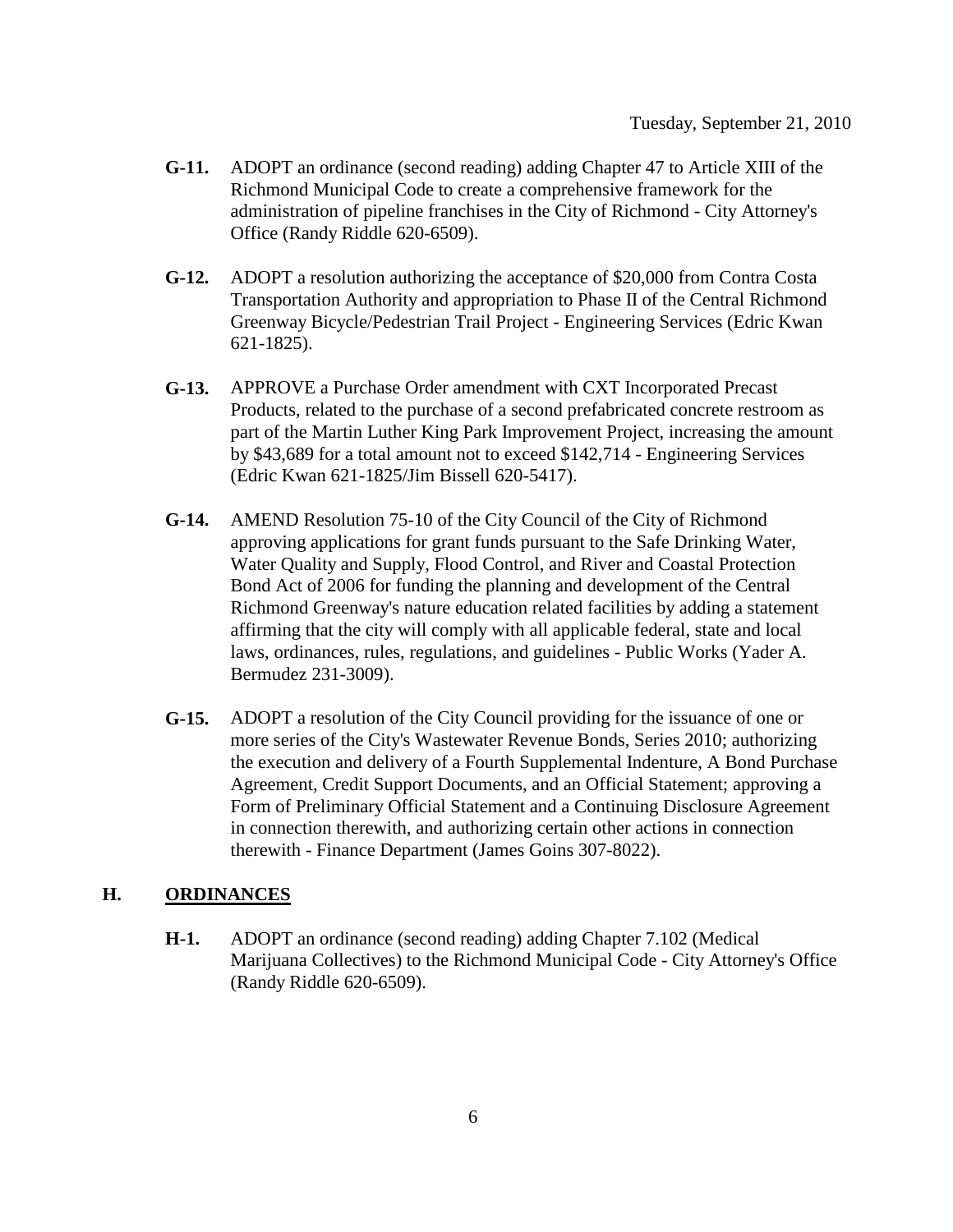- **G-11.** ADOPT an ordinance (second reading) adding Chapter 47 to Article XIII of the Richmond Municipal Code to create a comprehensive framework for the administration of pipeline franchises in the City of Richmond - City Attorney's Office (Randy Riddle 620-6509).

- **G-12.** ADOPT a resolution authorizing the acceptance of $20,000 from Contra Costa Transportation Authority and appropriation to Phase II of the Central Richmond Greenway Bicycle/Pedestrian Trail Project - Engineering Services (Edric Kwan 621-1825).

- **G-13.** APPROVE a Purchase Order amendment with CXT Incorporated Precast Products, related to the purchase of a second prefabricated concrete restroom as part of the Martin Luther King Park Improvement Project, increasing the amount by $43,689 for a total amount not to exceed $142,714 - Engineering Services (Edric Kwan 621-1825/Jim Bissell 620-5417).

- **G-14.** AMEND Resolution 75-10 of the City Council of the City of Richmond approving applications for grant funds pursuant to the Safe Drinking Water, Water Quality and Supply, Flood Control, and River and Coastal Protection Bond Act of 2006 for funding the planning and development of the Central Richmond Greenway's nature education related facilities by adding a statement affirming that the city will comply with all applicable federal, state and local laws, ordinances, rules, regulations, and guidelines - Public Works (Yader A. Bermudez 231-3009).

- **G-15.** ADOPT a resolution of the City Council providing for the issuance of one or more series of the City's Wastewater Revenue Bonds, Series 2010; authorizing the execution and delivery of a Fourth Supplemental Indenture, A Bond Purchase Agreement, Credit Support Documents, and an Official Statement; approving a Form of Preliminary Official Statement and a Continuing Disclosure Agreement in connection therewith, and authorizing certain other actions in connection therewith - Finance Department (James Goins 307-8022).

## H. ORDINANCES

- **H-1.** ADOPT an ordinance (second reading) adding Chapter 7.102 (Medical Marijuana Collectives) to the Richmond Municipal Code - City Attorney's Office (Randy Riddle 620-6509).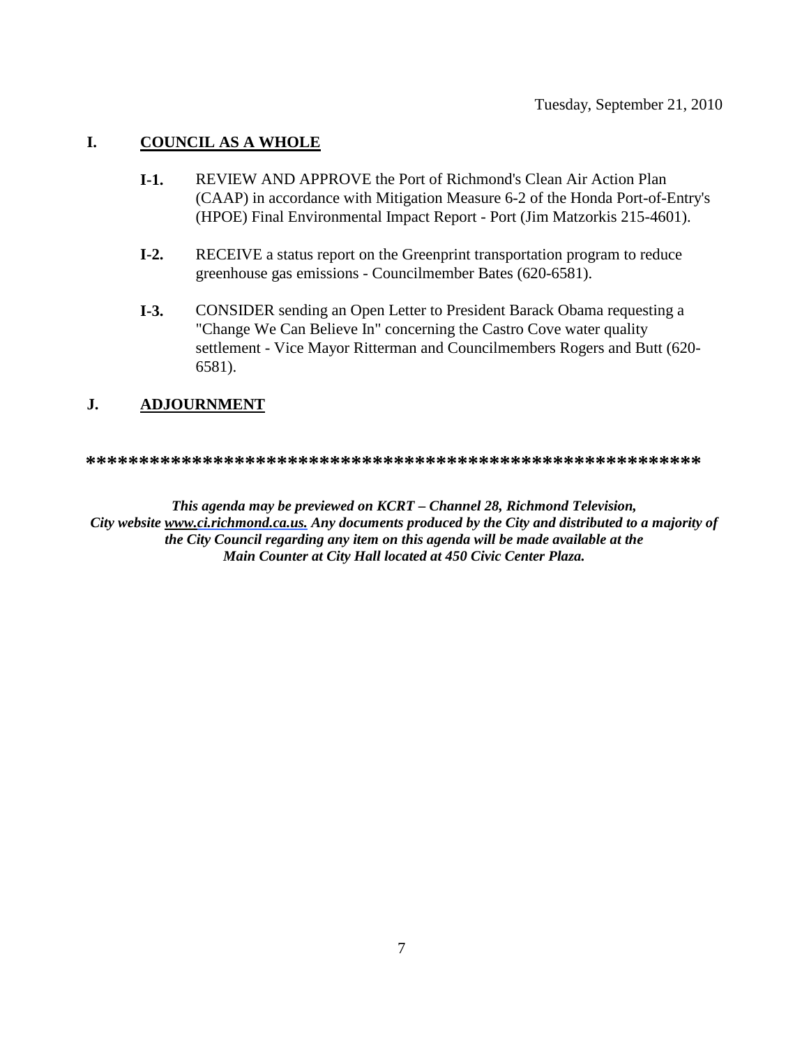Tuesday, September 21, 2010

## I. COUNCIL AS A WHOLE

**I-1.** REVIEW AND APPROVE the Port of Richmond's Clean Air Action Plan (CAAP) in accordance with Mitigation Measure 6-2 of the Honda Port-of-Entry's (HPOE) Final Environmental Impact Report - Port (Jim Matzorkis 215-4601).

**I-2.** RECEIVE a status report on the Greenprint transportation program to reduce greenhouse gas emissions - Councilmember Bates (620-6581).

**I-3.** CONSIDER sending an Open Letter to President Barack Obama requesting a "Change We Can Believe In" concerning the Castro Cove water quality settlement - Vice Mayor Ritterman and Councilmembers Rogers and Butt (620-6581).

## J. ADJOURNMENT

**************************************************************

***This agenda may be previewed on KCRT – Channel 28, Richmond Television, City website www.ci.richmond.ca.us. Any documents produced by the City and distributed to a majority of the City Council regarding any item on this agenda will be made available at the Main Counter at City Hall located at 450 Civic Center Plaza.***